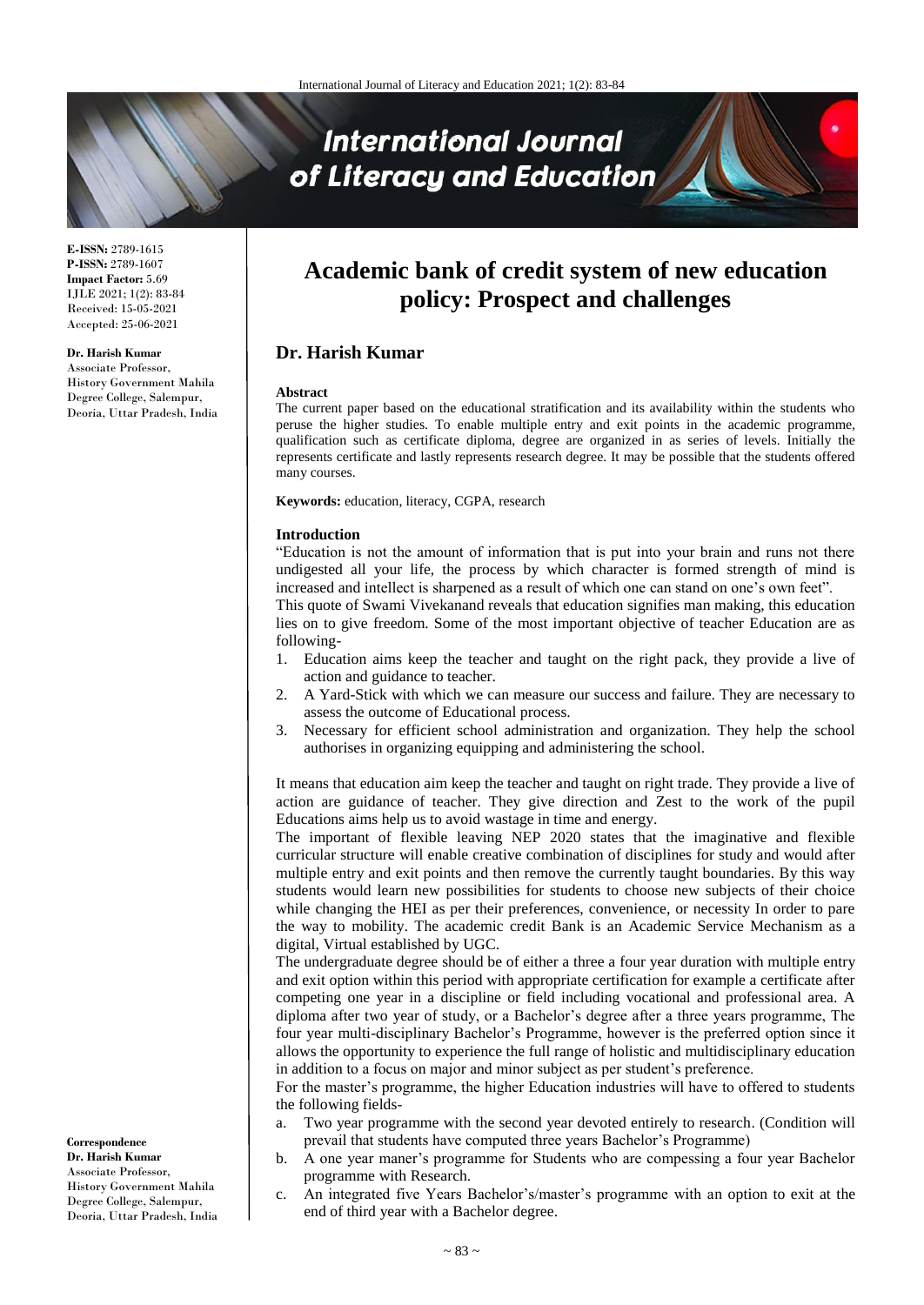# Academic bank of credit system of new education policy: Prospect and challenges

## Dr. Harish Kumar

**E-ISSN:** 2789-1615
**P-ISSN:** 2789-1607
**Impact Factor:** 5.69
IJLE 2021; 1(2): 83-84
Received: 15-05-2021
Accepted: 25-06-2021

**Dr. Harish Kumar**
Associate Professor,
History Government Mahila Degree College, Salempur, Deoria, Uttar Pradesh, India

**Correspondence**
**Dr. Harish Kumar**
Associate Professor,
History Government Mahila Degree College, Salempur, Deoria, Uttar Pradesh, India

### Abstract

The current paper based on the educational stratification and its availability within the students who peruse the higher studies. To enable multiple entry and exit points in the academic programme, qualification such as certificate diploma, degree are organized in as series of levels. Initially the represents certificate and lastly represents research degree. It may be possible that the students offered many courses.

**Keywords:** education, literacy, CGPA, research

### Introduction

"Education is not the amount of information that is put into your brain and runs not there undigested all your life, the process by which character is formed strength of mind is increased and intellect is sharpened as a result of which one can stand on one's own feet".

This quote of Swami Vivekanand reveals that education signifies man making, this education lies on to give freedom. Some of the most important objective of teacher Education are as following-

1. Education aims keep the teacher and taught on the right pack, they provide a live of action and guidance to teacher.
2. A Yard-Stick with which we can measure our success and failure. They are necessary to assess the outcome of Educational process.
3. Necessary for efficient school administration and organization. They help the school authorises in organizing equipping and administering the school.

It means that education aim keep the teacher and taught on right trade. They provide a live of action are guidance of teacher. They give direction and Zest to the work of the pupil Educations aims help us to avoid wastage in time and energy.

The important of flexible leaving NEP 2020 states that the imaginative and flexible curricular structure will enable creative combination of disciplines for study and would after multiple entry and exit points and then remove the currently taught boundaries. By this way students would learn new possibilities for students to choose new subjects of their choice while changing the HEI as per their preferences, convenience, or necessity In order to pare the way to mobility. The academic credit Bank is an Academic Service Mechanism as a digital, Virtual established by UGC.

The undergraduate degree should be of either a three a four year duration with multiple entry and exit option within this period with appropriate certification for example a certificate after competing one year in a discipline or field including vocational and professional area. A diploma after two year of study, or a Bachelor's degree after a three years programme, The four year multi-disciplinary Bachelor's Programme, however is the preferred option since it allows the opportunity to experience the full range of holistic and multidisciplinary education in addition to a focus on major and minor subject as per student's preference.

For the master's programme, the higher Education industries will have to offered to students the following fields-

a. Two year programme with the second year devoted entirely to research. (Condition will prevail that students have computed three years Bachelor's Programme)
b. A one year maner's programme for Students who are compessing a four year Bachelor programme with Research.
c. An integrated five Years Bachelor's/master's programme with an option to exit at the end of third year with a Bachelor degree.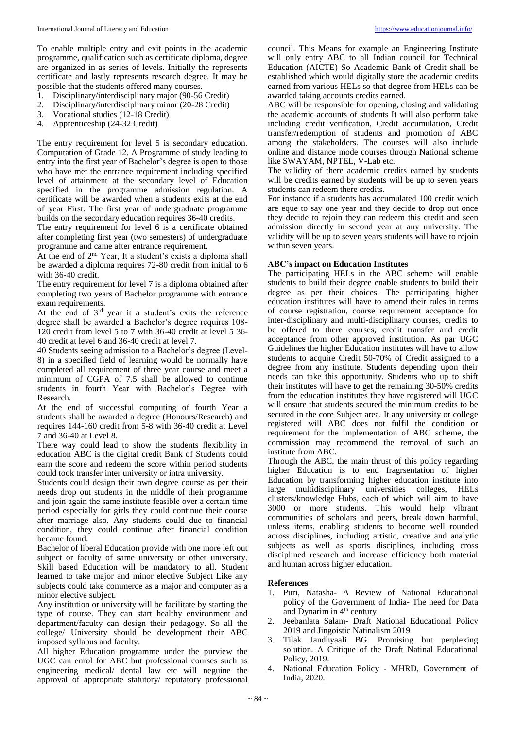To enable multiple entry and exit points in the academic programme, qualification such as certificate diploma, degree are organized in as series of levels. Initially the represents certificate and lastly represents research degree. It may be possible that the students offered many courses.

1. Disciplinary/interdisciplinary major (90-56 Credit)
2. Disciplinary/interdisciplinary minor (20-28 Credit)
3. Vocational studies (12-18 Credit)
4. Apprenticeship (24-32 Credit)

The entry requirement for level 5 is secondary education. Computation of Grade 12. A Programme of study leading to entry into the first year of Bachelor's degree is open to those who have met the entrance requirement including specified level of attainment at the secondary level of Education specified in the programme admission regulation. A certificate will be awarded when a students exits at the end of year First. The first year of undergraduate programme builds on the secondary education requires 36-40 credits.

The entry requirement for level 6 is a certificate obtained after completing first year (two semesters) of undergraduate programme and came after entrance requirement.

At the end of 2nd Year, It a student's exists a diploma shall be awarded a diploma requires 72-80 credit from initial to 6 with 36-40 credit.

The entry requirement for level 7 is a diploma obtained after completing two years of Bachelor programme with entrance exam requirements.

At the end of 3rd year it a student's exits the reference degree shall be awarded a Bachelor's degree requires 108-120 credit from level 5 to 7 with 36-40 credit at level 5 36-40 credit at level 6 and 36-40 credit at level 7.

40 Students seeing admission to a Bachelor's degree (Level-8) in a specified field of learning would be normally have completed all requirement of three year course and meet a minimum of CGPA of 7.5 shall be allowed to continue students in fourth Year with Bachelor's Degree with Research.

At the end of successful computing of fourth Year a students shall be awarded a degree (Honours/Research) and requires 144-160 credit from 5-8 with 36-40 credit at Level 7 and 36-40 at Level 8.

There way could lead to show the students flexibility in education ABC is the digital credit Bank of Students could earn the score and redeem the score within period students could took transfer inter university or intra university.

Students could design their own degree course as per their needs drop out students in the middle of their programme and join again the same institute feasible over a certain time period especially for girls they could continue their course after marriage also. Any students could due to financial condition, they could continue after financial condition became found.

Bachelor of liberal Education provide with one more left out subject or faculty of same university or other university. Skill based Education will be mandatory to all. Student learned to take major and minor elective Subject Like any subjects could take commerce as a major and computer as a minor elective subject.

Any institution or university will be facilitate by starting the type of course. They can start healthy environment and department/faculty can design their pedagogy. So all the college/ University should be development their ABC imposed syllabus and faculty.

All higher Education programme under the purview the UGC can enrol for ABC but professional courses such as engineering medical/ dental law etc will neguine the approval of appropriate statutory/ reputatory professional council. This Means for example an Engineering Institute will only entry ABC to all Indian council for Technical Education (AICTE) So Academic Bank of Credit shall be established which would digitally store the academic credits earned from various HELs so that degree from HELs can be awarded taking accounts credits earned.

ABC will be responsible for opening, closing and validating the academic accounts of students It will also perform take including credit verification, Credit accumulation, Credit transfer/redemption of students and promotion of ABC among the stakeholders. The courses will also include online and distance mode courses through National scheme like SWAYAM, NPTEL, V-Lab etc.

The validity of there academic credits earned by students will be credits earned by students will be up to seven years students can redeem there credits.

For instance if a students has accumulated 100 credit which are eque to say one year and they decide to drop out once they decide to rejoin they can redeem this credit and seen admission directly in second year at any university. The validity will be up to seven years students will have to rejoin within seven years.

## ABC's impact on Education Institutes

The participating HELs in the ABC scheme will enable students to build their degree enable students to build their degree as per their choices. The participating higher education institutes will have to amend their rules in terms of course registration, course requirement acceptance for inter-disciplinary and multi-disciplinary courses, credits to be offered to there courses, credit transfer and credit acceptance from other approved institution. As par UGC Guidelines the higher Education institutes will have to allow students to acquire Credit 50-70% of Credit assigned to a degree from any institute. Students depending upon their needs can take this opportunity. Students who up to shift their institutes will have to get the remaining 30-50% credits from the education institutes they have registered will UGC will ensure that students secured the minimum credits to be secured in the core Subject area. It any university or college registered will ABC does not fulfil the condition or requirement for the implementation of ABC scheme, the commission may recommend the removal of such an institute from ABC.

Through the ABC, the main thrust of this policy regarding higher Education is to end fragrsentation of higher Education by transforming higher education institute into large multidisciplinary universities colleges, HELs clusters/knowledge Hubs, each of which will aim to have 3000 or more students. This would help vibrant communities of scholars and peers, break down harmful, unless items, enabling students to become well rounded across disciplines, including artistic, creative and analytic subjects as well as sports disciplines, including cross disciplined research and increase efficiency both material and human across higher education.

## References

1. Puri, Natasha- A Review of National Educational policy of the Government of India- The need for Data and Dynarim in 4th century
2. Jeebanlata Salam- Draft National Educational Policy 2019 and Jingoistic Natinalism 2019
3. Tilak Jandhyaali BG. Promising but perplexing solution. A Critique of the Draft Natinal Educational Policy, 2019.
4. National Education Policy - MHRD, Government of India, 2020.